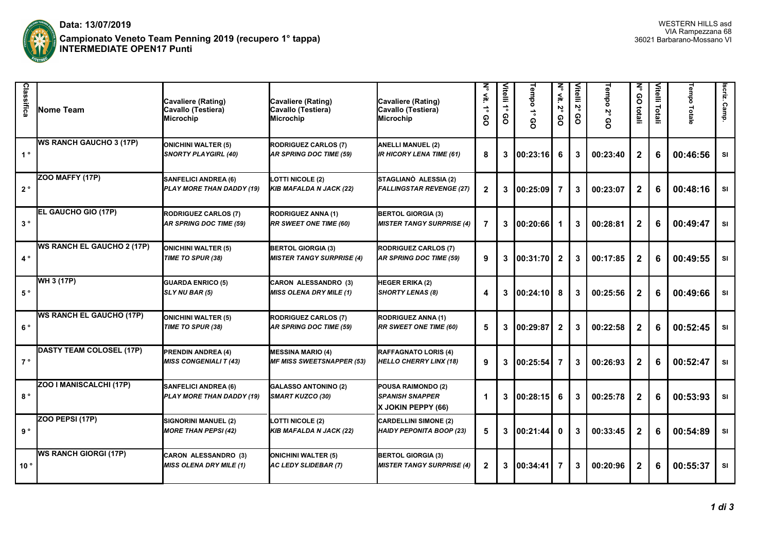**Data: 13/07/2019**
**Campionato Veneto Team Penning 2019 (recupero 1° tappa)**
**INTERMEDIATE OPEN17 Punti**

WESTERN HILLS asd
VIA Rampezzana 68
36021 Barbarano-Mossano VI

| Classifica | Nome Team | Cavaliere (Rating) Cavallo (Testiera) Microchip | Cavaliere (Rating) Cavallo (Testiera) Microchip | Cavaliere (Rating) Cavallo (Testiera) Microchip | N° vit. 1° GO | Vitelli 1° GO | Tempo 1° GO | N° vit. 2° GO | Vitelli 2° GO | Tempo 2° GO | N° GO totali | Vitelli Totali | Tempo Totale | Iscriz. Camp. |
|---|---|---|---|---|---|---|---|---|---|---|---|---|---|---|
| 1 ° | **WS RANCH GAUCHO 3 (17P)** | **ONICHINI WALTER (5)** ***SNORTY PLAYGIRL (40)*** | **RODRIGUEZ CARLOS (7)** ***AR SPRING DOC TIME (59)*** | **ANELLI MANUEL (2)** ***IR HICORY LENA TIME (61)*** | 8 | 3 | 00:23:16 | 6 | 3 | 00:23:40 | 2 | 6 | 00:46:56 | SI |
| 2 ° | **ZOO MAFFY (17P)** | **SANFELICI ANDREA (6)** ***PLAY MORE THAN DADDY (19)*** | **LOTTI NICOLE (2)** ***KIB MAFALDA N JACK (22)*** | **STAGLIANÒ ALESSIA (2)** ***FALLINGSTAR REVENGE (27)*** | 2 | 3 | 00:25:09 | 7 | 3 | 00:23:07 | 2 | 6 | 00:48:16 | SI |
| 3 ° | **EL GAUCHO GIO (17P)** | **RODRIGUEZ CARLOS (7)** ***AR SPRING DOC TIME (59)*** | **RODRIGUEZ ANNA (1)** ***RR SWEET ONE TIME (60)*** | **BERTOL GIORGIA (3)** ***MISTER TANGY SURPRISE (4)*** | 7 | 3 | 00:20:66 | 1 | 3 | 00:28:81 | 2 | 6 | 00:49:47 | SI |
| 4 ° | **WS RANCH EL GAUCHO 2 (17P)** | **ONICHINI WALTER (5)** ***TIME TO SPUR (38)*** | **BERTOL GIORGIA (3)** ***MISTER TANGY SURPRISE (4)*** | **RODRIGUEZ CARLOS (7)** ***AR SPRING DOC TIME (59)*** | 9 | 3 | 00:31:70 | 2 | 3 | 00:17:85 | 2 | 6 | 00:49:55 | SI |
| 5 ° | **WH 3 (17P)** | **GUARDA ENRICO (5)** ***SLY NU BAR (5)*** | **CARON ALESSANDRO (3)** ***MISS OLENA DRY MILE (1)*** | **HEGER ERIKA (2)** ***SHORTY LENAS (8)*** | 4 | 3 | 00:24:10 | 8 | 3 | 00:25:56 | 2 | 6 | 00:49:66 | SI |
| 6 ° | **WS RANCH EL GAUCHO (17P)** | **ONICHINI WALTER (5)** ***TIME TO SPUR (38)*** | **RODRIGUEZ CARLOS (7)** ***AR SPRING DOC TIME (59)*** | **RODRIGUEZ ANNA (1)** ***RR SWEET ONE TIME (60)*** | 5 | 3 | 00:29:87 | 2 | 3 | 00:22:58 | 2 | 6 | 00:52:45 | SI |
| 7 ° | **DASTY TEAM COLOSEL (17P)** | **PRENDIN ANDREA (4)** ***MISS CONGENIALI T (43)*** | **MESSINA MARIO (4)** ***MF MISS SWEETSNAPPER (53)*** | **RAFFAGNATO LORIS (4)** ***HELLO CHERRY LINX (18)*** | 9 | 3 | 00:25:54 | 7 | 3 | 00:26:93 | 2 | 6 | 00:52:47 | SI |
| 8 ° | **ZOO I MANISCALCHI (17P)** | **SANFELICI ANDREA (6)** ***PLAY MORE THAN DADDY (19)*** | **GALASSO ANTONINO (2)** ***SMART KUZCO (30)*** | **POUSA RAIMONDO (2)** ***SPANISH SNAPPER*** **X JOKIN PEPPY (66)** | 1 | 3 | 00:28:15 | 6 | 3 | 00:25:78 | 2 | 6 | 00:53:93 | SI |
| 9 ° | **ZOO PEPSI (17P)** | **SIGNORINI MANUEL (2)** ***MORE THAN PEPSI (42)*** | **LOTTI NICOLE (2)** ***KIB MAFALDA N JACK (22)*** | **CARDELLINI SIMONE (2)** ***HAIDY PEPONITA BOOP (23)*** | 5 | 3 | 00:21:44 | 0 | 3 | 00:33:45 | 2 | 6 | 00:54:89 | SI |
| 10 ° | **WS RANCH GIORGI (17P)** | **CARON ALESSANDRO (3)** ***MISS OLENA DRY MILE (1)*** | **ONICHINI WALTER (5)** ***AC LEDY SLIDEBAR (7)*** | **BERTOL GIORGIA (3)** ***MISTER TANGY SURPRISE (4)*** | 2 | 3 | 00:34:41 | 7 | 3 | 00:20:96 | 2 | 6 | 00:55:37 | SI |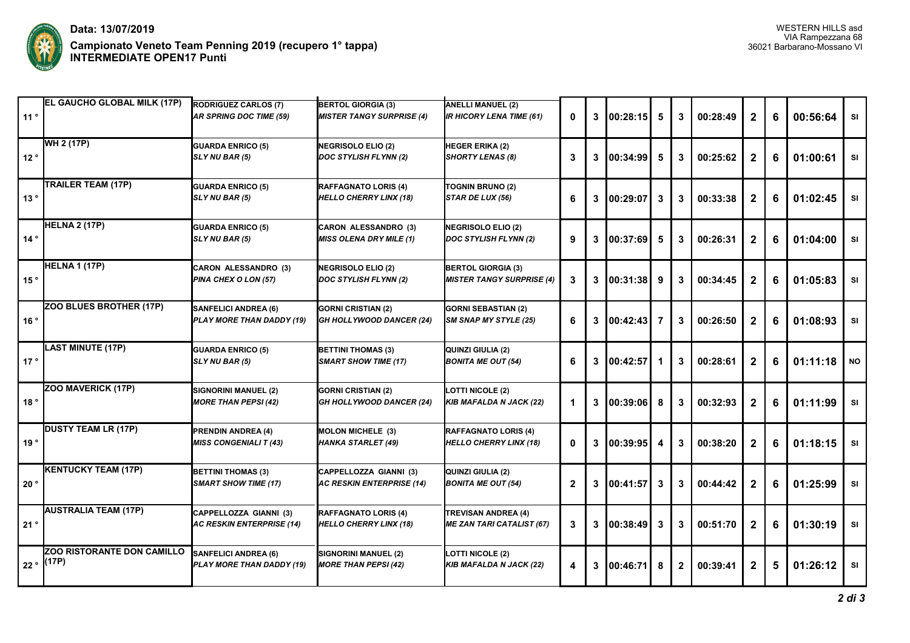**Data: 13/07/2019**

**Campionato Veneto Team Penning 2019 (recupero 1° tappa)**
**INTERMEDIATE OPEN17 Punti**

WESTERN HILLS asd
VIA Rampezzana 68
36021 Barbarano-Mossano VI

| Pos. | Team | Cavaliere 1 / Cavallo | Cavaliere 2 / Cavallo | Cavaliere 3 / Cavallo | | | | | | | | | | |
|---|---|---|---|---|---|---|---|---|---|---|---|---|---|---|
| 11 ° | EL GAUCHO GLOBAL MILK (17P) | RODRIGUEZ CARLOS (7) *AR SPRING DOC TIME (59)* | BERTOL GIORGIA (3) *MISTER TANGY SURPRISE (4)* | ANELLI MANUEL (2) *IR HICORY LENA TIME (61)* | 0 | 3 | 00:28:15 | 5 | 3 | 00:28:49 | 2 | 6 | 00:56:64 | SI |
| 12 ° | WH 2 (17P) | GUARDA ENRICO (5) *SLY NU BAR (5)* | NEGRISOLO ELIO (2) *DOC STYLISH FLYNN (2)* | HEGER ERIKA (2) *SHORTY LENAS (8)* | 3 | 3 | 00:34:99 | 5 | 3 | 00:25:62 | 2 | 6 | 01:00:61 | SI |
| 13 ° | TRAILER TEAM (17P) | GUARDA ENRICO (5) *SLY NU BAR (5)* | RAFFAGNATO LORIS (4) *HELLO CHERRY LINX (18)* | TOGNIN BRUNO (2) *STAR DE LUX (56)* | 6 | 3 | 00:29:07 | 3 | 3 | 00:33:38 | 2 | 6 | 01:02:45 | SI |
| 14 ° | HELNA 2 (17P) | GUARDA ENRICO (5) *SLY NU BAR (5)* | CARON ALESSANDRO (3) *MISS OLENA DRY MILE (1)* | NEGRISOLO ELIO (2) *DOC STYLISH FLYNN (2)* | 9 | 3 | 00:37:69 | 5 | 3 | 00:26:31 | 2 | 6 | 01:04:00 | SI |
| 15 ° | HELNA 1 (17P) | CARON ALESSANDRO (3) *PINA CHEX O LON (57)* | NEGRISOLO ELIO (2) *DOC STYLISH FLYNN (2)* | BERTOL GIORGIA (3) *MISTER TANGY SURPRISE (4)* | 3 | 3 | 00:31:38 | 9 | 3 | 00:34:45 | 2 | 6 | 01:05:83 | SI |
| 16 ° | ZOO BLUES BROTHER (17P) | SANFELICI ANDREA (6) *PLAY MORE THAN DADDY (19)* | GORNI CRISTIAN (2) *GH HOLLYWOOD DANCER (24)* | GORNI SEBASTIAN (2) *SM SNAP MY STYLE (25)* | 6 | 3 | 00:42:43 | 7 | 3 | 00:26:50 | 2 | 6 | 01:08:93 | SI |
| 17 ° | LAST MINUTE (17P) | GUARDA ENRICO (5) *SLY NU BAR (5)* | BETTINI THOMAS (3) *SMART SHOW TIME (17)* | QUINZI GIULIA (2) *BONITA ME OUT (54)* | 6 | 3 | 00:42:57 | 1 | 3 | 00:28:61 | 2 | 6 | 01:11:18 | NO |
| 18 ° | ZOO MAVERICK (17P) | SIGNORINI MANUEL (2) *MORE THAN PEPSI (42)* | GORNI CRISTIAN (2) *GH HOLLYWOOD DANCER (24)* | LOTTI NICOLE (2) *KIB MAFALDA N JACK (22)* | 1 | 3 | 00:39:06 | 8 | 3 | 00:32:93 | 2 | 6 | 01:11:99 | SI |
| 19 ° | DUSTY TEAM LR (17P) | PRENDIN ANDREA (4) *MISS CONGENIALI T (43)* | MOLON MICHELE (3) *HANKA STARLET (49)* | RAFFAGNATO LORIS (4) *HELLO CHERRY LINX (18)* | 0 | 3 | 00:39:95 | 4 | 3 | 00:38:20 | 2 | 6 | 01:18:15 | SI |
| 20 ° | KENTUCKY TEAM (17P) | BETTINI THOMAS (3) *SMART SHOW TIME (17)* | CAPPELLOZZA GIANNI (3) *AC RESKIN ENTERPRISE (14)* | QUINZI GIULIA (2) *BONITA ME OUT (54)* | 2 | 3 | 00:41:57 | 3 | 3 | 00:44:42 | 2 | 6 | 01:25:99 | SI |
| 21 ° | AUSTRALIA TEAM (17P) | CAPPELLOZZA GIANNI (3) *AC RESKIN ENTERPRISE (14)* | RAFFAGNATO LORIS (4) *HELLO CHERRY LINX (18)* | TREVISAN ANDREA (4) *ME ZAN TARI CATALIST (67)* | 3 | 3 | 00:38:49 | 3 | 3 | 00:51:70 | 2 | 6 | 01:30:19 | SI |
| 22 ° | ZOO RISTORANTE DON CAMILLO (17P) | SANFELICI ANDREA (6) *PLAY MORE THAN DADDY (19)* | SIGNORINI MANUEL (2) *MORE THAN PEPSI (42)* | LOTTI NICOLE (2) *KIB MAFALDA N JACK (22)* | 4 | 3 | 00:46:71 | 8 | 2 | 00:39:41 | 2 | 5 | 01:26:12 | SI |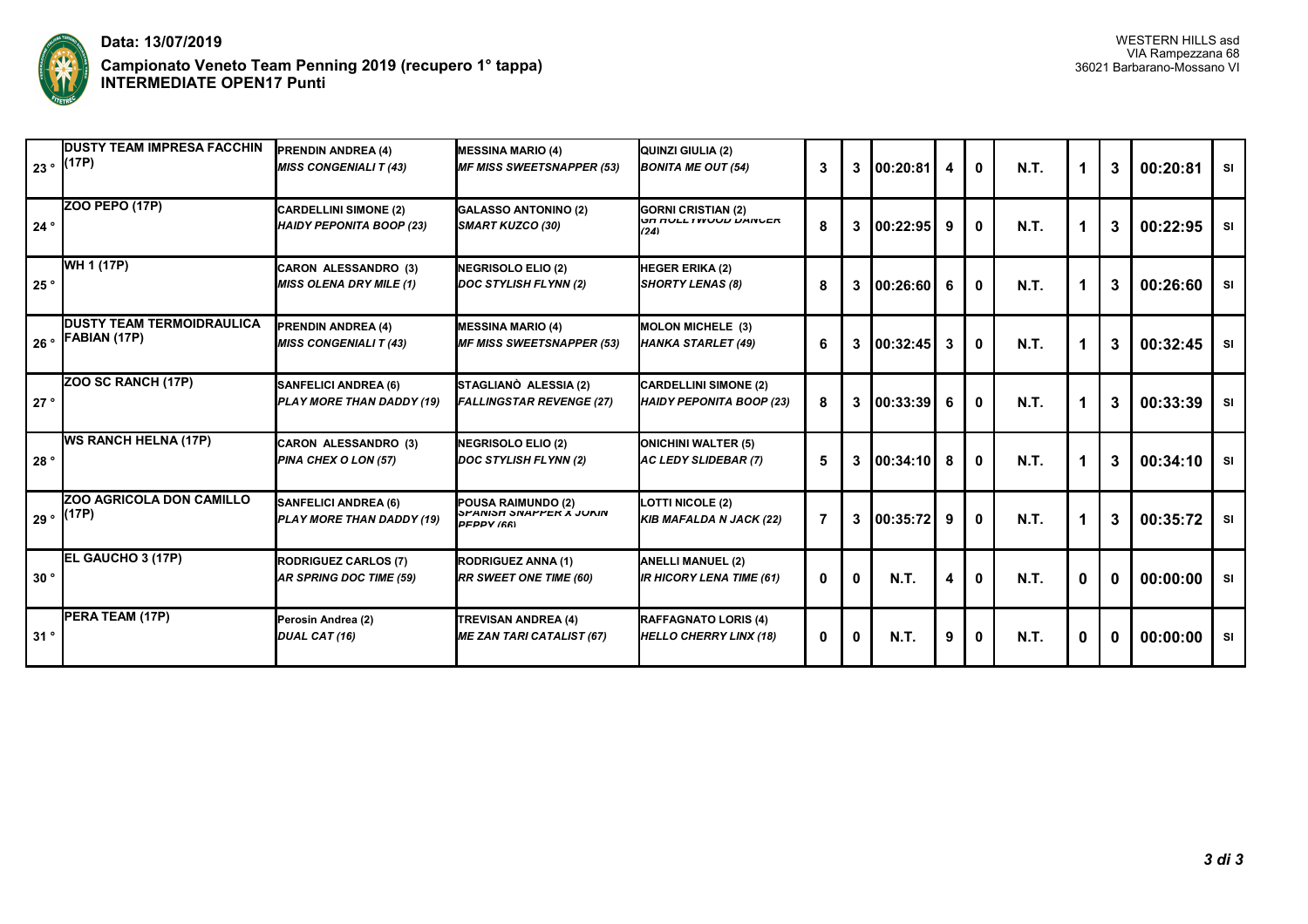**Data: 13/07/2019**

**Campionato Veneto Team Penning 2019 (recupero 1° tappa)**
**INTERMEDIATE OPEN17 Punti**

WESTERN HILLS asd
VIA Rampezzana 68
36021 Barbarano-Mossano VI

| | | | | | | | | | | | | | | | |
|---|---|---|---|---|---|---|---|---|---|---|---|---|---|---|---|
| 23 ° | DUSTY TEAM IMPRESA FACCHIN (17P) | PRENDIN ANDREA (4) *MISS CONGENIALI T (43)* | MESSINA MARIO (4) *MF MISS SWEETSNAPPER (53)* | QUINZI GIULIA (2) *BONITA ME OUT (54)* | 3 | 3 | 00:20:81 | 4 | 0 | N.T. | 1 | 3 | 00:20:81 | SI |
| 24 ° | ZOO PEPO (17P) | CARDELLINI SIMONE (2) *HAIDY PEPONITA BOOP (23)* | GALASSO ANTONINO (2) *SMART KUZCO (30)* | GORNI CRISTIAN (2) *GH HOLLYWOOD DANCER (24)* | 8 | 3 | 00:22:95 | 9 | 0 | N.T. | 1 | 3 | 00:22:95 | SI |
| 25 ° | WH 1 (17P) | CARON ALESSANDRO (3) *MISS OLENA DRY MILE (1)* | NEGRISOLO ELIO (2) *DOC STYLISH FLYNN (2)* | HEGER ERIKA (2) *SHORTY LENAS (8)* | 8 | 3 | 00:26:60 | 6 | 0 | N.T. | 1 | 3 | 00:26:60 | SI |
| 26 ° | DUSTY TEAM TERMOIDRAULICA FABIAN (17P) | PRENDIN ANDREA (4) *MISS CONGENIALI T (43)* | MESSINA MARIO (4) *MF MISS SWEETSNAPPER (53)* | MOLON MICHELE (3) *HANKA STARLET (49)* | 6 | 3 | 00:32:45 | 3 | 0 | N.T. | 1 | 3 | 00:32:45 | SI |
| 27 ° | ZOO SC RANCH (17P) | SANFELICI ANDREA (6) *PLAY MORE THAN DADDY (19)* | STAGLIANÒ ALESSIA (2) *FALLINGSTAR REVENGE (27)* | CARDELLINI SIMONE (2) *HAIDY PEPONITA BOOP (23)* | 8 | 3 | 00:33:39 | 6 | 0 | N.T. | 1 | 3 | 00:33:39 | SI |
| 28 ° | WS RANCH HELNA (17P) | CARON ALESSANDRO (3) *PINA CHEX O LON (57)* | NEGRISOLO ELIO (2) *DOC STYLISH FLYNN (2)* | ONICHINI WALTER (5) *AC LEDY SLIDEBAR (7)* | 5 | 3 | 00:34:10 | 8 | 0 | N.T. | 1 | 3 | 00:34:10 | SI |
| 29 ° | ZOO AGRICOLA DON CAMILLO (17P) | SANFELICI ANDREA (6) *PLAY MORE THAN DADDY (19)* | POUSA RAIMUNDO (2) *SPANISH SNAPPER X JOKIN PEPPY (66)* | LOTTI NICOLE (2) *KIB MAFALDA N JACK (22)* | 7 | 3 | 00:35:72 | 9 | 0 | N.T. | 1 | 3 | 00:35:72 | SI |
| 30 ° | EL GAUCHO 3 (17P) | RODRIGUEZ CARLOS (7) *AR SPRING DOC TIME (59)* | RODRIGUEZ ANNA (1) *RR SWEET ONE TIME (60)* | ANELLI MANUEL (2) *IR HICORY LENA TIME (61)* | 0 | 0 | N.T. | 4 | 0 | N.T. | 0 | 0 | 00:00:00 | SI |
| 31 ° | PERA TEAM (17P) | Perosin Andrea (2) *DUAL CAT (16)* | TREVISAN ANDREA (4) *ME ZAN TARI CATALIST (67)* | RAFFAGNATO LORIS (4) *HELLO CHERRY LINX (18)* | 0 | 0 | N.T. | 9 | 0 | N.T. | 0 | 0 | 00:00:00 | SI |